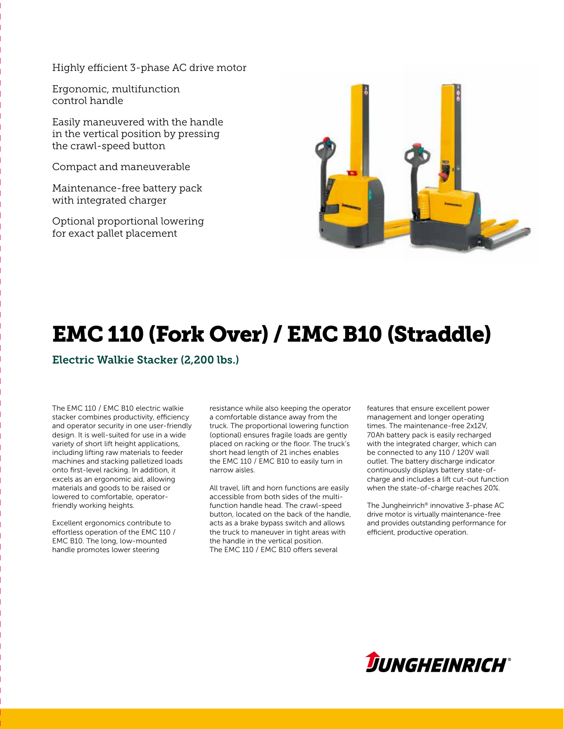- Highly efficient 3-phase AC drive motor
- Ergonomic, multifunction control handle
- Easily maneuvered with the handle in the vertical position by pressing the crawl-speed button
- Compact and maneuverable
- Maintenance-free battery pack with integrated charger
- Optional proportional lowering for exact pallet placement

# EMC 110 (Fork Over) / EMC B10 (Straddle)

## Electric Walkie Stacker (2,200 lbs.)

The EMC 110 / EMC B10 electric walkie stacker combines productivity, efficiency and operator security in one user-friendly design. It is well-suited for use in a wide variety of short lift height applications, including lifting raw materials to feeder machines and stacking palletized loads onto first-level racking. In addition, it excels as an ergonomic aid, allowing materials and goods to be raised or lowered to comfortable, operator-friendly working heights.

Excellent ergonomics contribute to effortless operation of the EMC 110 / EMC B10. The long, low-mounted handle promotes lower steering resistance while also keeping the operator a comfortable distance away from the truck. The proportional lowering function (optional) ensures fragile loads are gently placed on racking or the floor. The truck's short head length of 21 inches enables the EMC 110 / EMC B10 to easily turn in narrow aisles.

All travel, lift and horn functions are easily accessible from both sides of the multi-function handle head. The crawl-speed button, located on the back of the handle, acts as a brake bypass switch and allows the truck to maneuver in tight areas with the handle in the vertical position.
The EMC 110 / EMC B10 offers several features that ensure excellent power management and longer operating times. The maintenance-free 2x12V, 70Ah battery pack is easily recharged with the integrated charger, which can be connected to any 110 / 120V wall outlet. The battery discharge indicator continuously displays battery state-of-charge and includes a lift cut-out function when the state-of-charge reaches 20%.

The Jungheinrich® innovative 3-phase AC drive motor is virtually maintenance-free and provides outstanding performance for efficient, productive operation.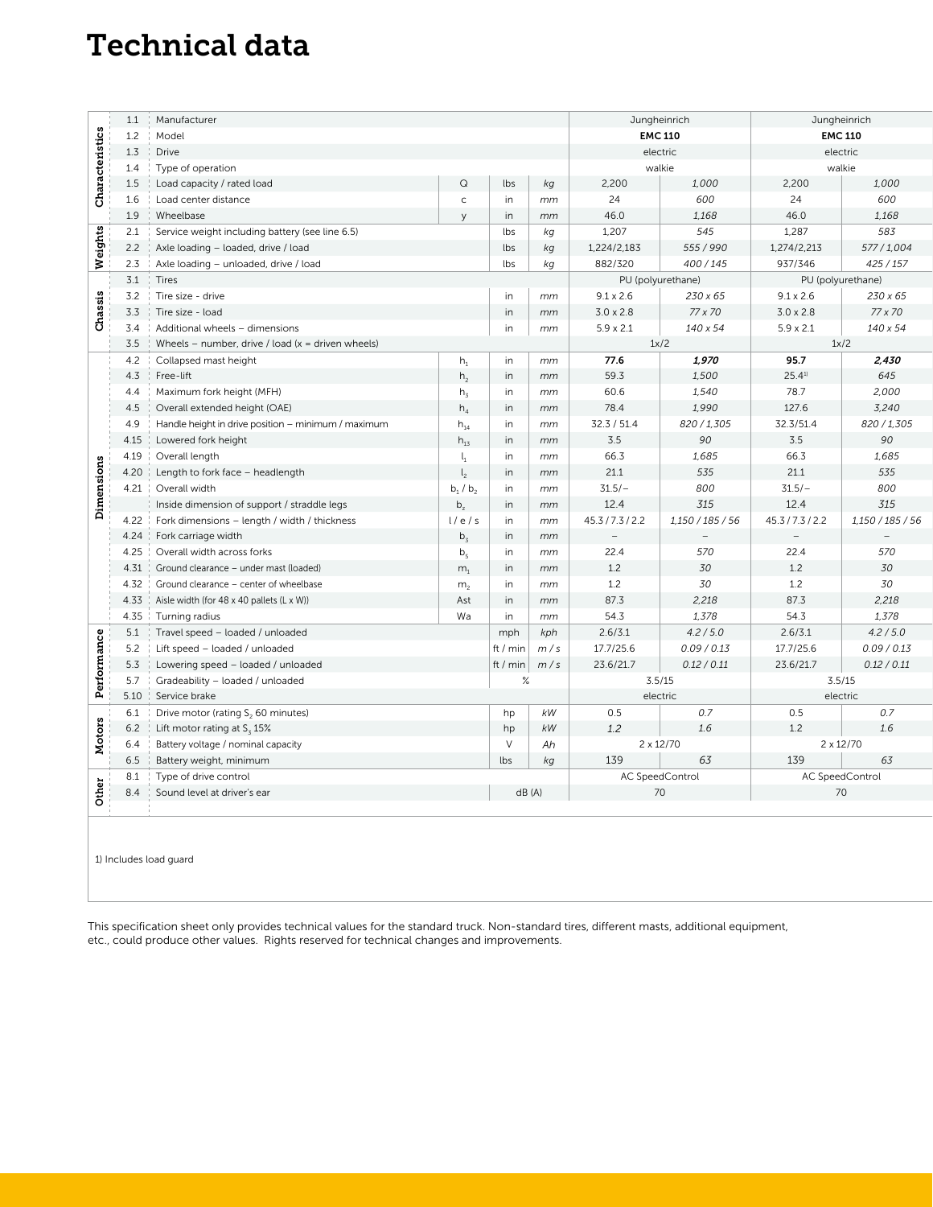# Technical data

| Section | No. | Description | Symbol | Unit (imp.) | Unit (metric) | EMC 110 (imp.) | EMC 110 (metric) | EMC 110 (imp.) | EMC 110 (metric) |
|---|---|---|---|---|---|---|---|---|---|
| Characteristics | 1.1 | Manufacturer | | | | Jungheinrich | | Jungheinrich | |
| | 1.2 | Model | | | | **EMC 110** | | **EMC 110** | |
| | 1.3 | Drive | | | | electric | | electric | |
| | 1.4 | Type of operation | | | | walkie | | walkie | |
| | 1.5 | Load capacity / rated load | Q | lbs | *kg* | 2,200 | *1,000* | 2,200 | *1,000* |
| | 1.6 | Load center distance | c | in | *mm* | 24 | *600* | 24 | *600* |
| | 1.9 | Wheelbase | y | in | *mm* | 46.0 | *1,168* | 46.0 | *1,168* |
| Weights | 2.1 | Service weight including battery (see line 6.5) | | lbs | *kg* | 1,207 | *545* | 1,287 | *583* |
| | 2.2 | Axle loading – loaded, drive / load | | lbs | *kg* | 1,224/2,183 | *555 / 990* | 1,274/2,213 | *577 / 1,004* |
| | 2.3 | Axle loading – unloaded, drive / load | | lbs | *kg* | 882/320 | *400 / 145* | 937/346 | *425 / 157* |
| Chassis | 3.1 | Tires | | | | PU (polyurethane) | | PU (polyurethane) | |
| | 3.2 | Tire size - drive | | in | *mm* | 9.1 x 2.6 | *230 x 65* | 9.1 x 2.6 | *230 x 65* |
| | 3.3 | Tire size - load | | in | *mm* | 3.0 x 2.8 | *77 x 70* | 3.0 x 2.8 | *77 x 70* |
| | 3.4 | Additional wheels – dimensions | | in | *mm* | 5.9 x 2.1 | *140 x 54* | 5.9 x 2.1 | *140 x 54* |
| | 3.5 | Wheels – number, drive / load (x = driven wheels) | | | | 1x/2 | | 1x/2 | |
| Dimensions | 4.2 | Collapsed mast height | $h_1$ | in | *mm* | **77.6** | ***1,970*** | **95.7** | ***2,430*** |
| | 4.3 | Free-lift | $h_2$ | in | *mm* | 59.3 | *1,500* | 25.4[1] | *645* |
| | 4.4 | Maximum fork height (MFH) | $h_3$ | in | *mm* | 60.6 | *1,540* | 78.7 | *2,000* |
| | 4.5 | Overall extended height (OAE) | $h_4$ | in | *mm* | 78.4 | *1,990* | 127.6 | *3,240* |
| | 4.9 | Handle height in drive position – minimum / maximum | $h_{14}$ | in | *mm* | 32.3 / 51.4 | *820 / 1,305* | 32.3/51.4 | *820 / 1,305* |
| | 4.15 | Lowered fork height | $h_{13}$ | in | *mm* | 3.5 | *90* | 3.5 | *90* |
| | 4.19 | Overall length | $l_1$ | in | *mm* | 66.3 | *1,685* | 66.3 | *1,685* |
| | 4.20 | Length to fork face – headlength | $l_2$ | in | *mm* | 21.1 | *535* | 21.1 | *535* |
| | 4.21 | Overall width | $b_1$ / $b_2$ | in | *mm* | 31.5/– | *800* | 31.5/– | *800* |
| | | Inside dimension of support / straddle legs | $b_z$ | in | *mm* | 12.4 | *315* | 12.4 | *315* |
| | 4.22 | Fork dimensions – length / width / thickness | l / e / s | in | *mm* | 45.3 / 7.3 / 2.2 | *1,150 / 185 / 56* | 45.3 / 7.3 / 2.2 | *1,150 / 185 / 56* |
| | 4.24 | Fork carriage width | $b_3$ | in | *mm* | – | – | – | – |
| | 4.25 | Overall width across forks | $b_5$ | in | *mm* | 22.4 | *570* | 22.4 | *570* |
| | 4.31 | Ground clearance – under mast (loaded) | $m_1$ | in | *mm* | 1.2 | *30* | 1.2 | *30* |
| | 4.32 | Ground clearance – center of wheelbase | $m_2$ | in | *mm* | 1.2 | *30* | 1.2 | *30* |
| | 4.33 | Aisle width (for 48 x 40 pallets (L x W)) | Ast | in | *mm* | 87.3 | *2,218* | 87.3 | *2,218* |
| | 4.35 | Turning radius | Wa | in | *mm* | 54.3 | *1,378* | 54.3 | *1,378* |
| Performance | 5.1 | Travel speed – loaded / unloaded | | mph | *kph* | 2.6/3.1 | *4.2 / 5.0* | 2.6/3.1 | *4.2 / 5.0* |
| | 5.2 | Lift speed – loaded / unloaded | | ft / min | *m / s* | 17.7/25.6 | *0.09 / 0.13* | 17.7/25.6 | *0.09 / 0.13* |
| | 5.3 | Lowering speed – loaded / unloaded | | ft / min | *m / s* | 23.6/21.7 | *0.12 / 0.11* | 23.6/21.7 | *0.12 / 0.11* |
| | 5.7 | Gradeability – loaded / unloaded | | % | | 3.5/15 | | 3.5/15 | |
| | 5.10 | Service brake | | | | electric | | electric | |
| Motors | 6.1 | Drive motor (rating $S_2$ 60 minutes) | | hp | *kW* | 0.5 | *0.7* | 0.5 | *0.7* |
| | 6.2 | Lift motor rating at $S_3$ 15% | | hp | *kW* | *1.2* | *1.6* | 1.2 | *1.6* |
| | 6.4 | Battery voltage / nominal capacity | | V | *Ah* | 2 x 12/70 | | 2 x 12/70 | |
| | 6.5 | Battery weight, minimum | | lbs | *kg* | 139 | *63* | 139 | *63* |
| Other | 8.1 | Type of drive control | | | | AC SpeedControl | | AC SpeedControl | |
| | 8.4 | Sound level at driver's ear | | dB (A) | | 70 | | 70 | |

1) Includes load guard

This specification sheet only provides technical values for the standard truck. Non-standard tires, different masts, additional equipment, etc., could produce other values. Rights reserved for technical changes and improvements.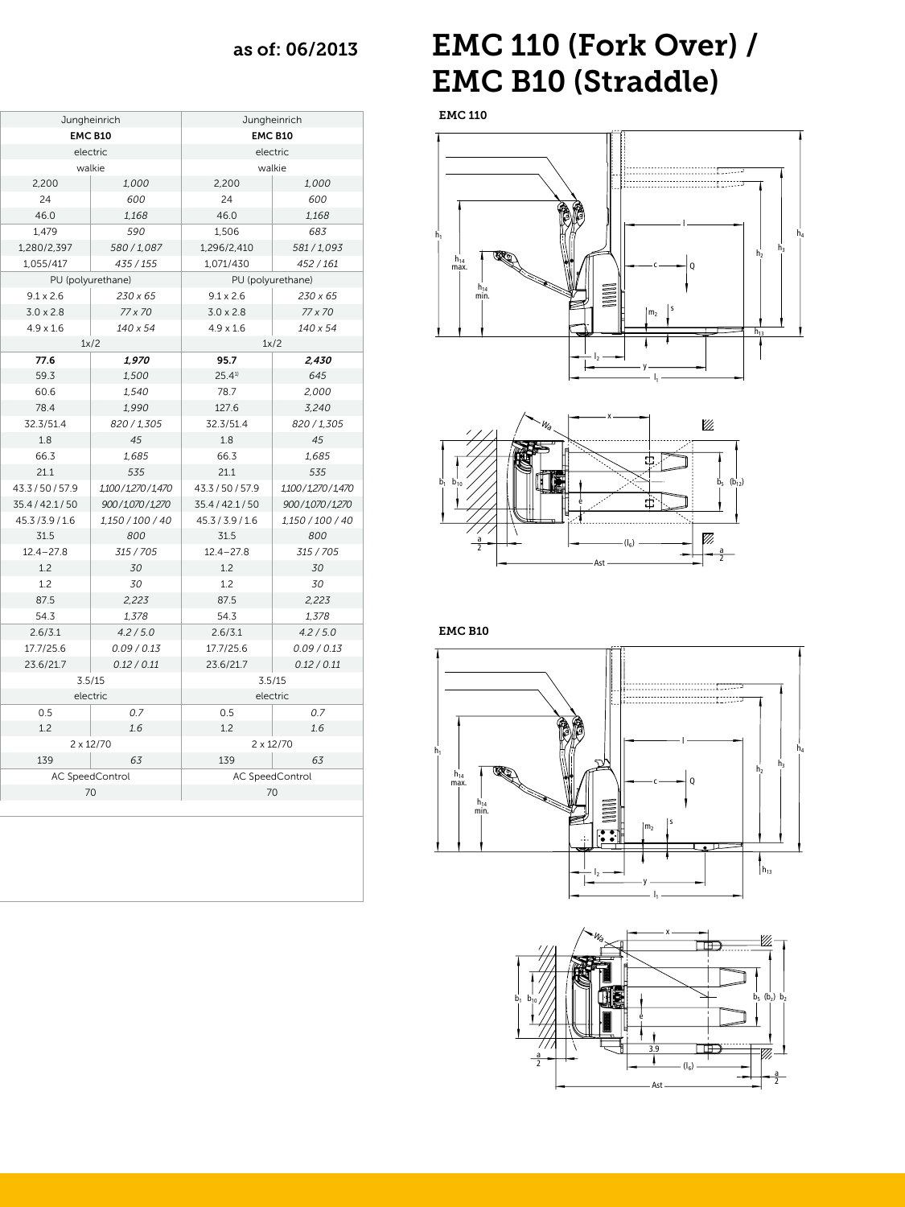as of: 06/2013

# EMC 110 (Fork Over) / EMC B10 (Straddle)

| Jungheinrich | | Jungheinrich | |
|---|---|---|---|
| **EMC B10** | | **EMC B10** | |
| electric | | electric | |
| walkie | | walkie | |
| 2,200 | *1,000* | 2,200 | *1,000* |
| 24 | *600* | 24 | *600* |
| 46.0 | *1,168* | 46.0 | *1,168* |
| 1,479 | *590* | 1,506 | *683* |
| 1,280/2,397 | *580 / 1,087* | 1,296/2,410 | *581 / 1,093* |
| 1,055/417 | *435 / 155* | 1,071/430 | *452 / 161* |
| PU (polyurethane) | | PU (polyurethane) | |
| 9.1 x 2.6 | *230 x 65* | 9.1 x 2.6 | *230 x 65* |
| 3.0 x 2.8 | *77 x 70* | 3.0 x 2.8 | *77 x 70* |
| 4.9 x 1.6 | *140 x 54* | 4.9 x 1.6 | *140 x 54* |
| 1x/2 | | 1x/2 | |
| **77.6** | ***1,970*** | **95.7** | ***2,430*** |
| 59.3 | *1,500* | 25.4[1] | *645* |
| 60.6 | *1,540* | 78.7 | *2,000* |
| 78.4 | *1,990* | 127.6 | *3,240* |
| 32.3/51.4 | *820 / 1,305* | 32.3/51.4 | *820 / 1,305* |
| 1.8 | *45* | 1.8 | *45* |
| 66.3 | *1,685* | 66.3 | *1,685* |
| 21.1 | *535* | 21.1 | *535* |
| 43.3 / 50 / 57.9 | *1,100 / 1,270 / 1,470* | 43.3 / 50 / 57.9 | *1,100 / 1,270 / 1,470* |
| 35.4 / 42.1 / 50 | *900 / 1,070 / 1,270* | 35.4 / 42.1 / 50 | *900 / 1,070 / 1,270* |
| 45.3 / 3.9 / 1.6 | *1,150 / 100 / 40* | 45.3 / 3.9 / 1.6 | *1,150 / 100 / 40* |
| 31.5 | *800* | 31.5 | *800* |
| 12.4–27.8 | *315 / 705* | 12.4–27.8 | *315 / 705* |
| 1.2 | *30* | 1.2 | *30* |
| 1.2 | *30* | 1.2 | *30* |
| 87.5 | *2,223* | 87.5 | *2,223* |
| 54.3 | *1,378* | 54.3 | *1,378* |
| 2.6/3.1 | *4.2 / 5.0* | 2.6/3.1 | *4.2 / 5.0* |
| 17.7/25.6 | *0.09 / 0.13* | 17.7/25.6 | *0.09 / 0.13* |
| 23.6/21.7 | *0.12 / 0.11* | 23.6/21.7 | *0.12 / 0.11* |
| 3.5/15 | | 3.5/15 | |
| electric | | electric | |
| 0.5 | *0.7* | 0.5 | *0.7* |
| 1.2 | *1.6* | 1.2 | *1.6* |
| 2 x 12/70 | | 2 x 12/70 | |
| 139 | *63* | 139 | *63* |
| AC SpeedControl | | AC SpeedControl | |
| 70 | | 70 | |

**EMC 110**

**EMC B10**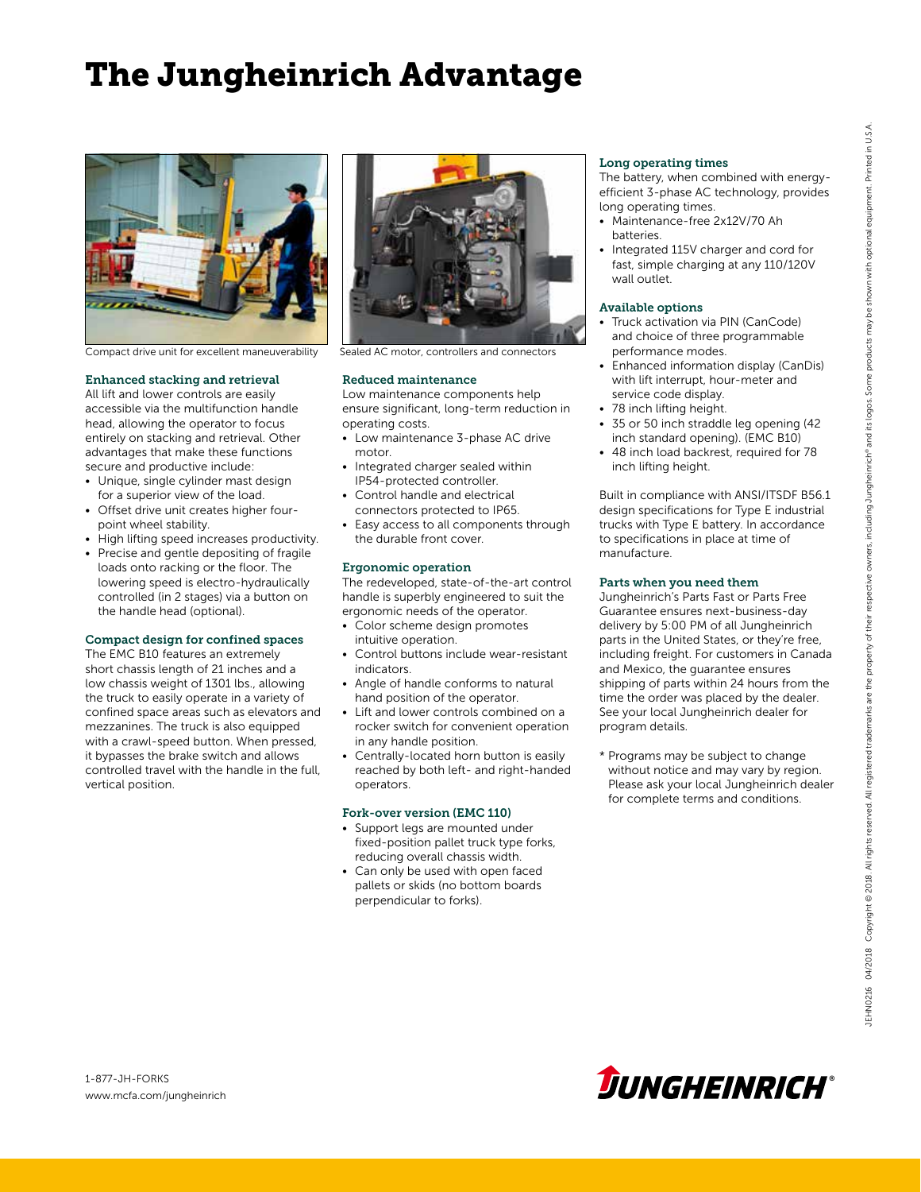# The Jungheinrich Advantage

Compact drive unit for excellent maneuverability

Sealed AC motor, controllers and connectors

### Enhanced stacking and retrieval

All lift and lower controls are easily accessible via the multifunction handle head, allowing the operator to focus entirely on stacking and retrieval. Other advantages that make these functions secure and productive include:

- Unique, single cylinder mast design for a superior view of the load.
- Offset drive unit creates higher four-point wheel stability.
- High lifting speed increases productivity.
- Precise and gentle depositing of fragile loads onto racking or the floor. The lowering speed is electro-hydraulically controlled (in 2 stages) via a button on the handle head (optional).

### Compact design for confined spaces

The EMC B10 features an extremely short chassis length of 21 inches and a low chassis weight of 1301 lbs., allowing the truck to easily operate in a variety of confined space areas such as elevators and mezzanines. The truck is also equipped with a crawl-speed button. When pressed, it bypasses the brake switch and allows controlled travel with the handle in the full, vertical position.

### Reduced maintenance

Low maintenance components help ensure significant, long-term reduction in operating costs.

- Low maintenance 3-phase AC drive motor.
- Integrated charger sealed within IP54-protected controller.
- Control handle and electrical connectors protected to IP65.
- Easy access to all components through the durable front cover.

### Ergonomic operation

The redeveloped, state-of-the-art control handle is superbly engineered to suit the ergonomic needs of the operator.

- Color scheme design promotes intuitive operation.
- Control buttons include wear-resistant indicators.
- Angle of handle conforms to natural hand position of the operator.
- Lift and lower controls combined on a rocker switch for convenient operation in any handle position.
- Centrally-located horn button is easily reached by both left- and right-handed operators.

### Fork-over version (EMC 110)

- Support legs are mounted under fixed-position pallet truck type forks, reducing overall chassis width.
- Can only be used with open faced pallets or skids (no bottom boards perpendicular to forks).

### Long operating times

The battery, when combined with energy-efficient 3-phase AC technology, provides long operating times.

- Maintenance-free 2x12V/70 Ah batteries.
- Integrated 115V charger and cord for fast, simple charging at any 110/120V wall outlet.

### Available options

- Truck activation via PIN (CanCode) and choice of three programmable performance modes.
- Enhanced information display (CanDis) with lift interrupt, hour-meter and service code display.
- 78 inch lifting height.
- 35 or 50 inch straddle leg opening (42 inch standard opening). (EMC B10)
- 48 inch load backrest, required for 78 inch lifting height.

Built in compliance with ANSI/ITSDF B56.1 design specifications for Type E industrial trucks with Type E battery. In accordance to specifications in place at time of manufacture.

### Parts when you need them

Jungheinrich's Parts Fast or Parts Free Guarantee ensures next-business-day delivery by 5:00 PM of all Jungheinrich parts in the United States, or they're free, including freight. For customers in Canada and Mexico, the guarantee ensures shipping of parts within 24 hours from the time the order was placed by the dealer. See your local Jungheinrich dealer for program details.

\* Programs may be subject to change without notice and may vary by region. Please ask your local Jungheinrich dealer for complete terms and conditions.

1-877-JH-FORKS
www.mcfa.com/jungheinrich

JUNGHEINRICH®

JEHN0216 04/2018 Copyright © 2018. All rights reserved. All registered trademarks are the property of their respective owners, including Jungheinrich® and its logos. Some products may be shown with optional equipment. Printed in U.S.A.